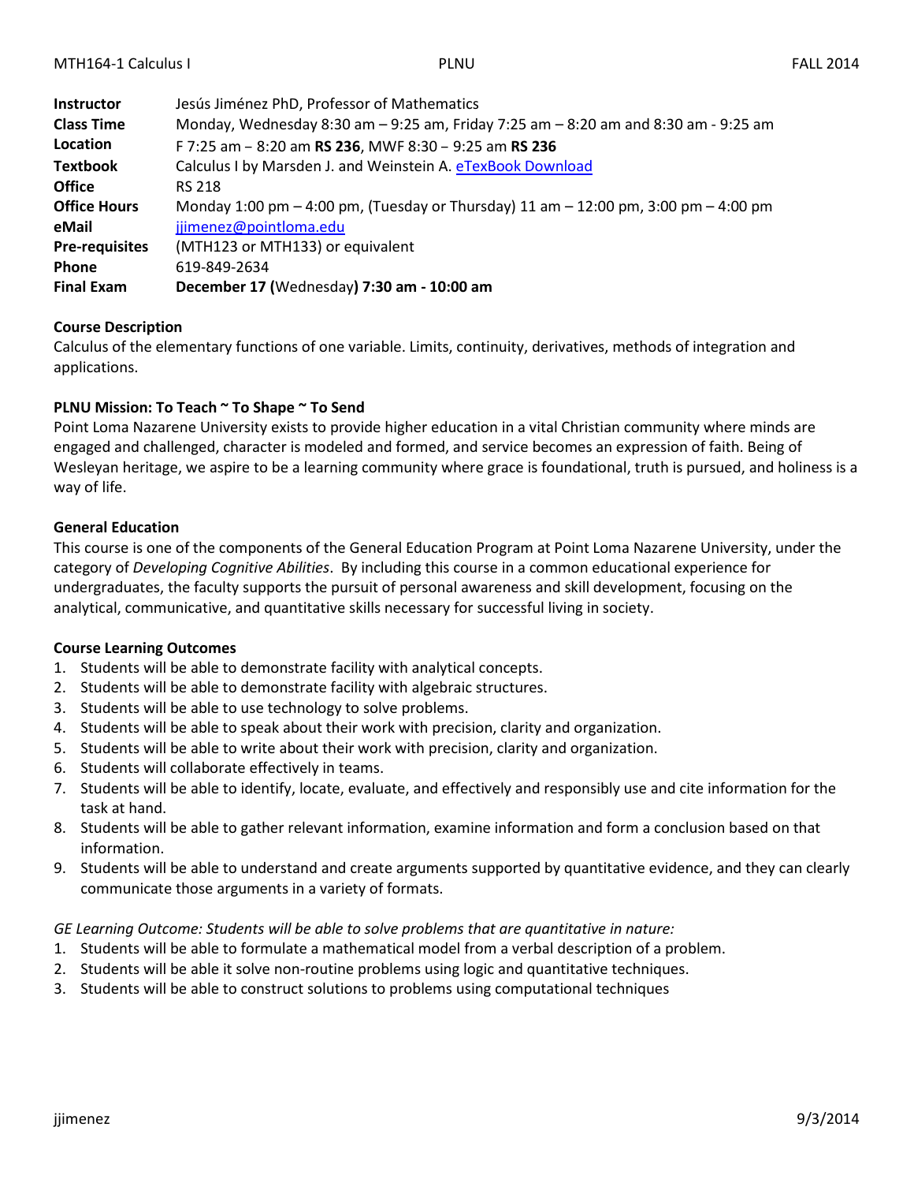| | |
|---|---|
| **Instructor** | Jesús Jiménez PhD, Professor of Mathematics |
| **Class Time** | Monday, Wednesday 8:30 am – 9:25 am, Friday 7:25 am – 8:20 am and 8:30 am - 9:25 am |
| **Location** | F 7:25 am – 8:20 am **RS 236**, MWF 8:30 – 9:25 am **RS 236** |
| **Textbook** | Calculus I by Marsden J. and Weinstein A. eTexBook Download |
| **Office** | RS 218 |
| **Office Hours** | Monday 1:00 pm – 4:00 pm, (Tuesday or Thursday) 11 am – 12:00 pm, 3:00 pm – 4:00 pm |
| **eMail** | jjimenez@pointloma.edu |
| **Pre-requisites** | (MTH123 or MTH133) or equivalent |
| **Phone** | 619-849-2634 |
| **Final Exam** | **December 17 (**Wednesday**) 7:30 am - 10:00 am** |

**Course Description**

Calculus of the elementary functions of one variable. Limits, continuity, derivatives, methods of integration and applications.

**PLNU Mission: To Teach ~ To Shape ~ To Send**

Point Loma Nazarene University exists to provide higher education in a vital Christian community where minds are engaged and challenged, character is modeled and formed, and service becomes an expression of faith. Being of Wesleyan heritage, we aspire to be a learning community where grace is foundational, truth is pursued, and holiness is a way of life.

**General Education**

This course is one of the components of the General Education Program at Point Loma Nazarene University, under the category of *Developing Cognitive Abilities*. By including this course in a common educational experience for undergraduates, the faculty supports the pursuit of personal awareness and skill development, focusing on the analytical, communicative, and quantitative skills necessary for successful living in society.

**Course Learning Outcomes**

1. Students will be able to demonstrate facility with analytical concepts.
2. Students will be able to demonstrate facility with algebraic structures.
3. Students will be able to use technology to solve problems.
4. Students will be able to speak about their work with precision, clarity and organization.
5. Students will be able to write about their work with precision, clarity and organization.
6. Students will collaborate effectively in teams.
7. Students will be able to identify, locate, evaluate, and effectively and responsibly use and cite information for the task at hand.
8. Students will be able to gather relevant information, examine information and form a conclusion based on that information.
9. Students will be able to understand and create arguments supported by quantitative evidence, and they can clearly communicate those arguments in a variety of formats.

*GE Learning Outcome: Students will be able to solve problems that are quantitative in nature:*

1. Students will be able to formulate a mathematical model from a verbal description of a problem.
2. Students will be able it solve non-routine problems using logic and quantitative techniques.
3. Students will be able to construct solutions to problems using computational techniques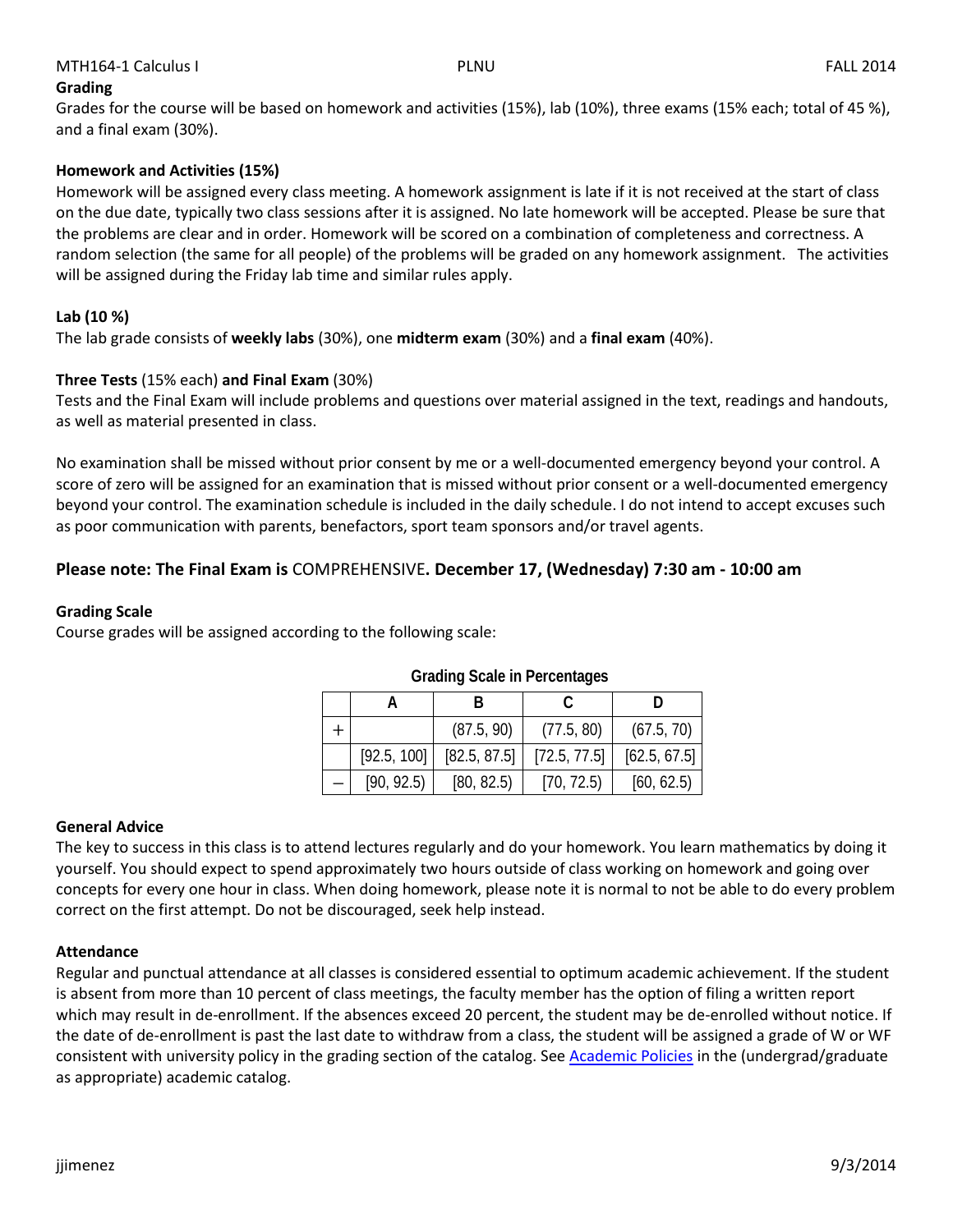## Grading

Grades for the course will be based on homework and activities (15%), lab (10%), three exams (15% each; total of 45 %), and a final exam (30%).

### Homework and Activities (15%)

Homework will be assigned every class meeting. A homework assignment is late if it is not received at the start of class on the due date, typically two class sessions after it is assigned. No late homework will be accepted. Please be sure that the problems are clear and in order. Homework will be scored on a combination of completeness and correctness. A random selection (the same for all people) of the problems will be graded on any homework assignment. The activities will be assigned during the Friday lab time and similar rules apply.

### Lab (10 %)

The lab grade consists of **weekly labs** (30%), one **midterm exam** (30%) and a **final exam** (40%).

### Three Tests (15% each) and Final Exam (30%)

Tests and the Final Exam will include problems and questions over material assigned in the text, readings and handouts, as well as material presented in class.

No examination shall be missed without prior consent by me or a well-documented emergency beyond your control. A score of zero will be assigned for an examination that is missed without prior consent or a well-documented emergency beyond your control. The examination schedule is included in the daily schedule. I do not intend to accept excuses such as poor communication with parents, benefactors, sport team sponsors and/or travel agents.

**Please note: The Final Exam is** COMPREHENSIVE**. December 17, (Wednesday) 7:30 am - 10:00 am**

### Grading Scale

Course grades will be assigned according to the following scale:

**Grading Scale in Percentages**

| | A | B | C | D |
|---|---|---|---|---|
| + | | (87.5, 90) | (77.5, 80) | (67.5, 70) |
| | [92.5, 100] | [82.5, 87.5] | [72.5, 77.5] | [62.5, 67.5] |
| – | [90, 92.5) | [80, 82.5) | [70, 72.5) | [60, 62.5) |

### General Advice

The key to success in this class is to attend lectures regularly and do your homework. You learn mathematics by doing it yourself. You should expect to spend approximately two hours outside of class working on homework and going over concepts for every one hour in class. When doing homework, please note it is normal to not be able to do every problem correct on the first attempt. Do not be discouraged, seek help instead.

### Attendance

Regular and punctual attendance at all classes is considered essential to optimum academic achievement. If the student is absent from more than 10 percent of class meetings, the faculty member has the option of filing a written report which may result in de-enrollment. If the absences exceed 20 percent, the student may be de-enrolled without notice. If the date of de-enrollment is past the last date to withdraw from a class, the student will be assigned a grade of W or WF consistent with university policy in the grading section of the catalog. See Academic Policies in the (undergrad/graduate as appropriate) academic catalog.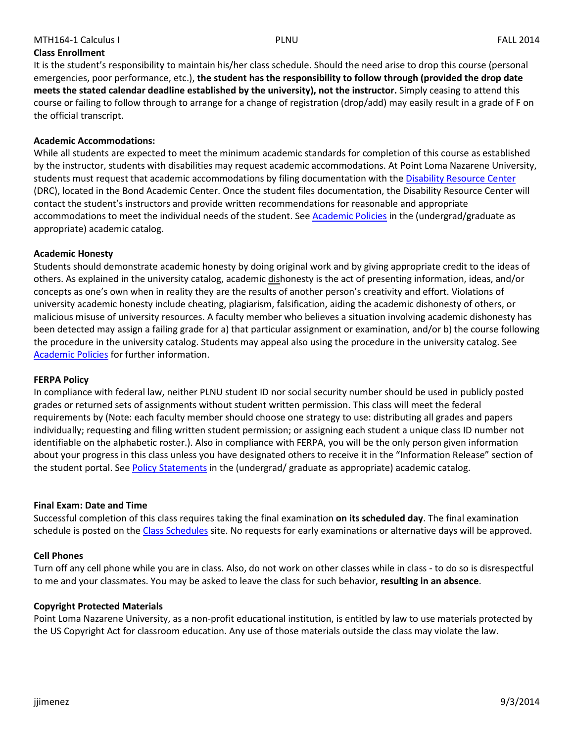### Class Enrollment

It is the student's responsibility to maintain his/her class schedule. Should the need arise to drop this course (personal emergencies, poor performance, etc.), **the student has the responsibility to follow through (provided the drop date meets the stated calendar deadline established by the university), not the instructor.** Simply ceasing to attend this course or failing to follow through to arrange for a change of registration (drop/add) may easily result in a grade of F on the official transcript.

### Academic Accommodations:

While all students are expected to meet the minimum academic standards for completion of this course as established by the instructor, students with disabilities may request academic accommodations. At Point Loma Nazarene University, students must request that academic accommodations by filing documentation with the Disability Resource Center (DRC), located in the Bond Academic Center. Once the student files documentation, the Disability Resource Center will contact the student's instructors and provide written recommendations for reasonable and appropriate accommodations to meet the individual needs of the student. See Academic Policies in the (undergrad/graduate as appropriate) academic catalog.

### Academic Honesty

Students should demonstrate academic honesty by doing original work and by giving appropriate credit to the ideas of others. As explained in the university catalog, academic dishonesty is the act of presenting information, ideas, and/or concepts as one's own when in reality they are the results of another person's creativity and effort. Violations of university academic honesty include cheating, plagiarism, falsification, aiding the academic dishonesty of others, or malicious misuse of university resources. A faculty member who believes a situation involving academic dishonesty has been detected may assign a failing grade for a) that particular assignment or examination, and/or b) the course following the procedure in the university catalog. Students may appeal also using the procedure in the university catalog. See Academic Policies for further information.

### FERPA Policy

In compliance with federal law, neither PLNU student ID nor social security number should be used in publicly posted grades or returned sets of assignments without student written permission. This class will meet the federal requirements by (Note: each faculty member should choose one strategy to use: distributing all grades and papers individually; requesting and filing written student permission; or assigning each student a unique class ID number not identifiable on the alphabetic roster.). Also in compliance with FERPA, you will be the only person given information about your progress in this class unless you have designated others to receive it in the "Information Release" section of the student portal. See Policy Statements in the (undergrad/ graduate as appropriate) academic catalog.

### Final Exam: Date and Time

Successful completion of this class requires taking the final examination **on its scheduled day**. The final examination schedule is posted on the Class Schedules site. No requests for early examinations or alternative days will be approved.

### Cell Phones

Turn off any cell phone while you are in class. Also, do not work on other classes while in class - to do so is disrespectful to me and your classmates. You may be asked to leave the class for such behavior, **resulting in an absence**.

### Copyright Protected Materials

Point Loma Nazarene University, as a non-profit educational institution, is entitled by law to use materials protected by the US Copyright Act for classroom education. Any use of those materials outside the class may violate the law.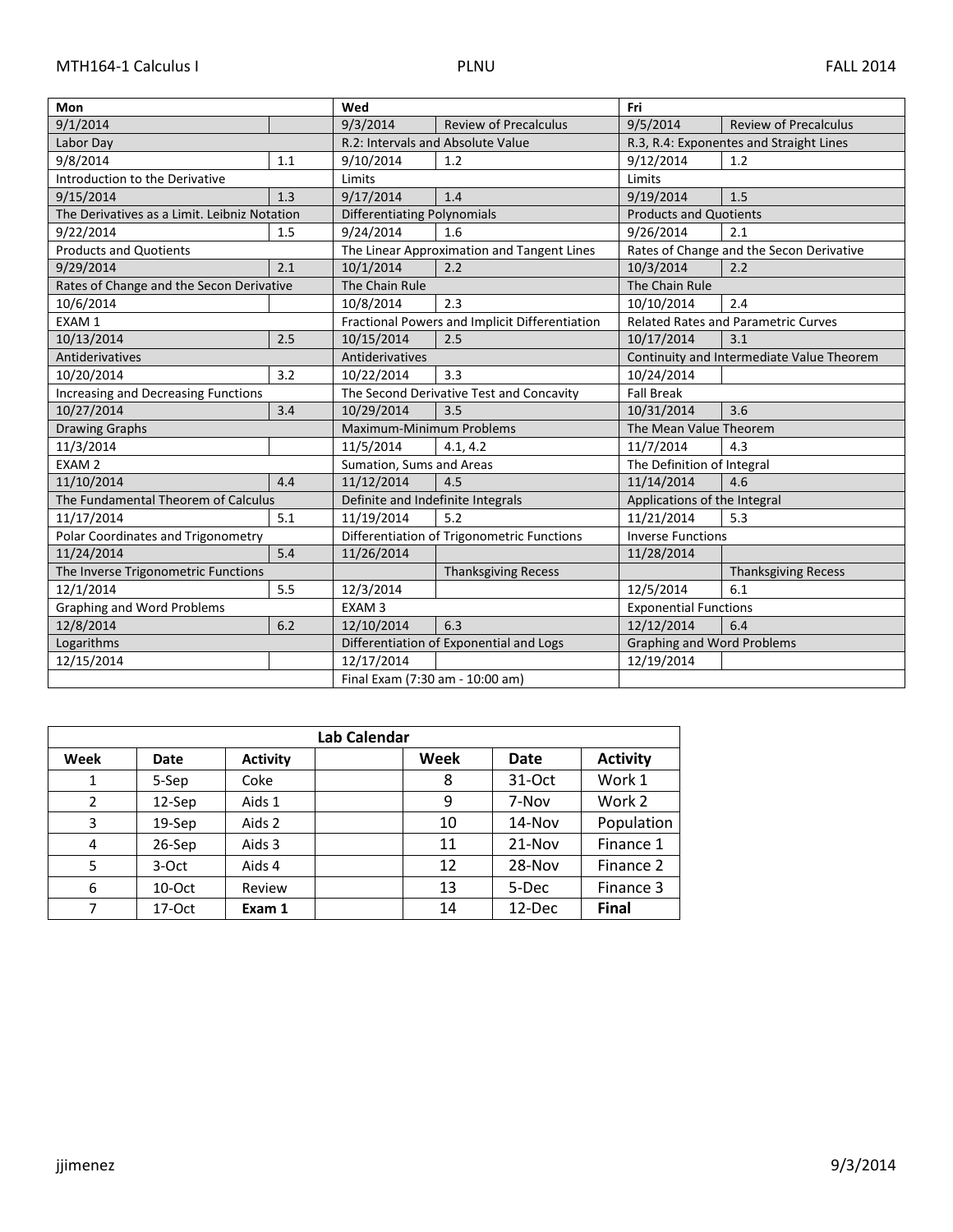| Mon | | Wed | | Fri | |
|---|---|---|---|---|---|
| 9/1/2014 | | 9/3/2014 | Review of Precalculus | 9/5/2014 | Review of Precalculus |
| Labor Day | | R.2: Intervals and Absolute Value | | R.3, R.4: Exponentes and Straight Lines | |
| 9/8/2014 | 1.1 | 9/10/2014 | 1.2 | 9/12/2014 | 1.2 |
| Introduction to the Derivative | | Limits | | Limits | |
| 9/15/2014 | 1.3 | 9/17/2014 | 1.4 | 9/19/2014 | 1.5 |
| The Derivatives as a Limit. Leibniz Notation | | Differentiating Polynomials | | Products and Quotients | |
| 9/22/2014 | 1.5 | 9/24/2014 | 1.6 | 9/26/2014 | 2.1 |
| Products and Quotients | | The Linear Approximation and Tangent Lines | | Rates of Change and the Secon Derivative | |
| 9/29/2014 | 2.1 | 10/1/2014 | 2.2 | 10/3/2014 | 2.2 |
| Rates of Change and the Secon Derivative | | The Chain Rule | | The Chain Rule | |
| 10/6/2014 | | 10/8/2014 | 2.3 | 10/10/2014 | 2.4 |
| EXAM 1 | | Fractional Powers and Implicit Differentiation | | Related Rates and Parametric Curves | |
| 10/13/2014 | 2.5 | 10/15/2014 | 2.5 | 10/17/2014 | 3.1 |
| Antiderivatives | | Antiderivatives | | Continuity and Intermediate Value Theorem | |
| 10/20/2014 | 3.2 | 10/22/2014 | 3.3 | 10/24/2014 | |
| Increasing and Decreasing Functions | | The Second Derivative Test and Concavity | | Fall Break | |
| 10/27/2014 | 3.4 | 10/29/2014 | 3.5 | 10/31/2014 | 3.6 |
| Drawing Graphs | | Maximum-Minimum Problems | | The Mean Value Theorem | |
| 11/3/2014 | | 11/5/2014 | 4.1, 4.2 | 11/7/2014 | 4.3 |
| EXAM 2 | | Sumation, Sums and Areas | | The Definition of Integral | |
| 11/10/2014 | 4.4 | 11/12/2014 | 4.5 | 11/14/2014 | 4.6 |
| The Fundamental Theorem of Calculus | | Definite and Indefinite Integrals | | Applications of the Integral | |
| 11/17/2014 | 5.1 | 11/19/2014 | 5.2 | 11/21/2014 | 5.3 |
| Polar Coordinates and Trigonometry | | Differentiation of Trigonometric Functions | | Inverse Functions | |
| 11/24/2014 | 5.4 | 11/26/2014 | | 11/28/2014 | |
| The Inverse Trigonometric Functions | | | Thanksgiving Recess | | Thanksgiving Recess |
| 12/1/2014 | 5.5 | 12/3/2014 | | 12/5/2014 | 6.1 |
| Graphing and Word Problems | | EXAM 3 | | Exponential Functions | |
| 12/8/2014 | 6.2 | 12/10/2014 | 6.3 | 12/12/2014 | 6.4 |
| Logarithms | | Differentiation of Exponential and Logs | | Graphing and Word Problems | |
| 12/15/2014 | | 12/17/2014 | | 12/19/2014 | |
| | | Final Exam (7:30 am - 10:00 am) | | | |

**Lab Calendar**

| Week | Date | Activity | | Week | Date | Activity |
|---|---|---|---|---|---|---|
| 1 | 5-Sep | Coke | | 8 | 31-Oct | Work 1 |
| 2 | 12-Sep | Aids 1 | | 9 | 7-Nov | Work 2 |
| 3 | 19-Sep | Aids 2 | | 10 | 14-Nov | Population |
| 4 | 26-Sep | Aids 3 | | 11 | 21-Nov | Finance 1 |
| 5 | 3-Oct | Aids 4 | | 12 | 28-Nov | Finance 2 |
| 6 | 10-Oct | Review | | 13 | 5-Dec | Finance 3 |
| 7 | 17-Oct | **Exam 1** | | 14 | 12-Dec | **Final** |